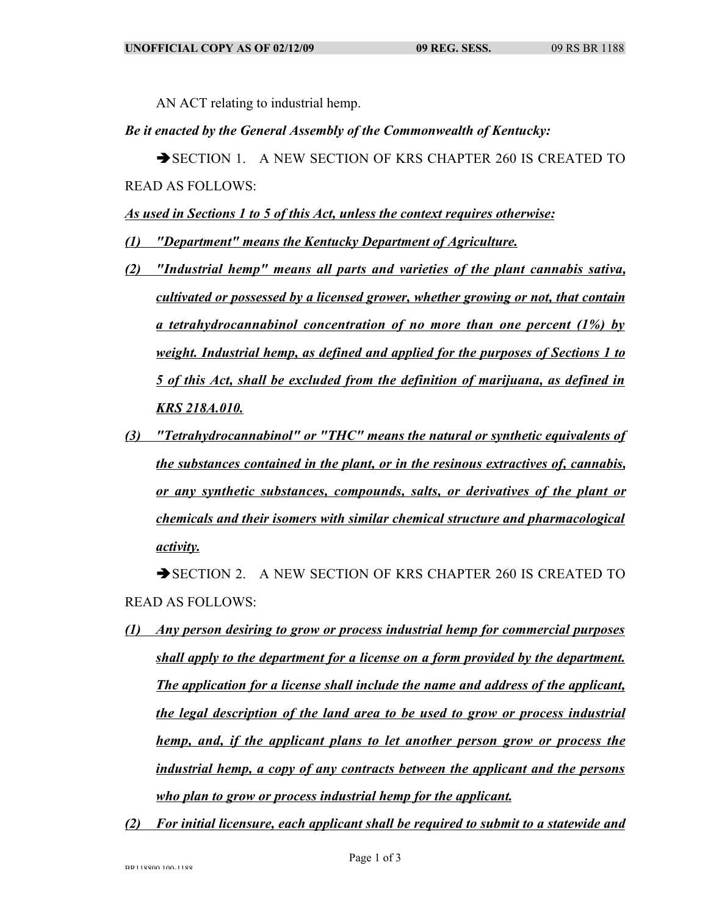AN ACT relating to industrial hemp.

***Be it enacted by the General Assembly of the Commonwealth of Kentucky:***

➔SECTION 1. A NEW SECTION OF KRS CHAPTER 260 IS CREATED TO READ AS FOLLOWS:

***As used in Sections 1 to 5 of this Act, unless the context requires otherwise:***

***(1) "Department" means the Kentucky Department of Agriculture.***

***(2) "Industrial hemp" means all parts and varieties of the plant cannabis sativa, cultivated or possessed by a licensed grower, whether growing or not, that contain a tetrahydrocannabinol concentration of no more than one percent (1%) by weight. Industrial hemp, as defined and applied for the purposes of Sections 1 to 5 of this Act, shall be excluded from the definition of marijuana, as defined in KRS 218A.010.***

***(3) "Tetrahydrocannabinol" or "THC" means the natural or synthetic equivalents of the substances contained in the plant, or in the resinous extractives of, cannabis, or any synthetic substances, compounds, salts, or derivatives of the plant or chemicals and their isomers with similar chemical structure and pharmacological activity.***

➔SECTION 2. A NEW SECTION OF KRS CHAPTER 260 IS CREATED TO READ AS FOLLOWS:

***(1) Any person desiring to grow or process industrial hemp for commercial purposes shall apply to the department for a license on a form provided by the department. The application for a license shall include the name and address of the applicant, the legal description of the land area to be used to grow or process industrial hemp, and, if the applicant plans to let another person grow or process the industrial hemp, a copy of any contracts between the applicant and the persons who plan to grow or process industrial hemp for the applicant.***

***(2) For initial licensure, each applicant shall be required to submit to a statewide and***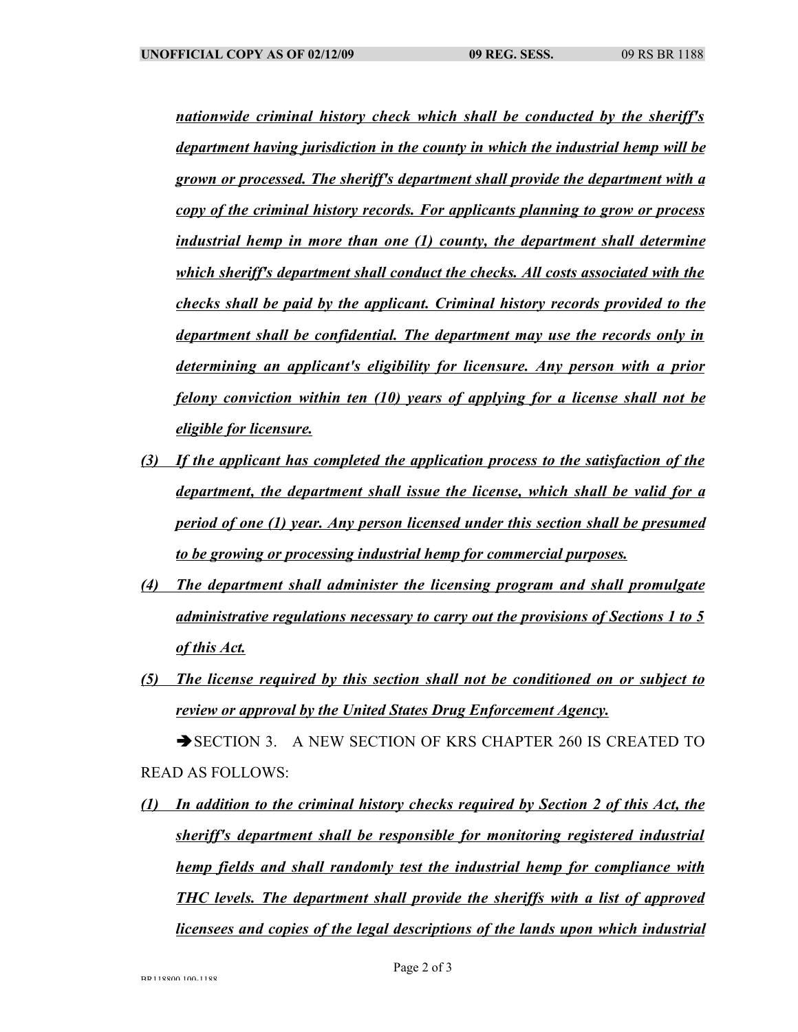***nationwide criminal history check which shall be conducted by the sheriff's department having jurisdiction in the county in which the industrial hemp will be grown or processed. The sheriff's department shall provide the department with a copy of the criminal history records. For applicants planning to grow or process industrial hemp in more than one (1) county, the department shall determine which sheriff's department shall conduct the checks. All costs associated with the checks shall be paid by the applicant. Criminal history records provided to the department shall be confidential. The department may use the records only in determining an applicant's eligibility for licensure. Any person with a prior felony conviction within ten (10) years of applying for a license shall not be eligible for licensure.***

***(3) If the applicant has completed the application process to the satisfaction of the department, the department shall issue the license, which shall be valid for a period of one (1) year. Any person licensed under this section shall be presumed to be growing or processing industrial hemp for commercial purposes.***

***(4) The department shall administer the licensing program and shall promulgate administrative regulations necessary to carry out the provisions of Sections 1 to 5 of this Act.***

***(5) The license required by this section shall not be conditioned on or subject to review or approval by the United States Drug Enforcement Agency.***

➔SECTION 3. A NEW SECTION OF KRS CHAPTER 260 IS CREATED TO READ AS FOLLOWS:

***(1) In addition to the criminal history checks required by Section 2 of this Act, the sheriff's department shall be responsible for monitoring registered industrial hemp fields and shall randomly test the industrial hemp for compliance with THC levels. The department shall provide the sheriffs with a list of approved licensees and copies of the legal descriptions of the lands upon which industrial***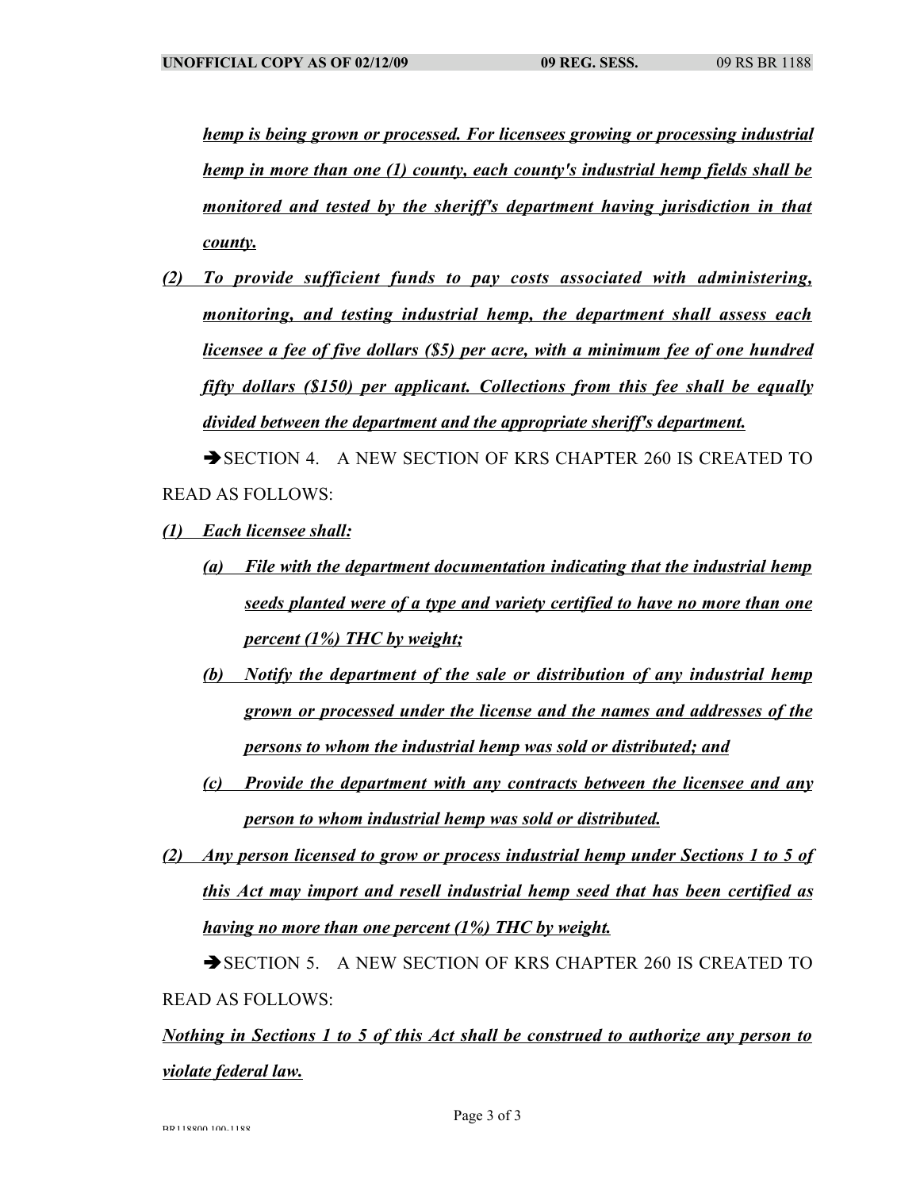*hemp is being grown or processed. For licensees growing or processing industrial hemp in more than one (1) county, each county's industrial hemp fields shall be monitored and tested by the sheriff's department having jurisdiction in that county.*

*(2) To provide sufficient funds to pay costs associated with administering, monitoring, and testing industrial hemp, the department shall assess each licensee a fee of five dollars ($5) per acre, with a minimum fee of one hundred fifty dollars ($150) per applicant. Collections from this fee shall be equally divided between the department and the appropriate sheriff's department.*

➔SECTION 4. A NEW SECTION OF KRS CHAPTER 260 IS CREATED TO READ AS FOLLOWS:

*(1) Each licensee shall:*

*(a) File with the department documentation indicating that the industrial hemp seeds planted were of a type and variety certified to have no more than one percent (1%) THC by weight;*

*(b) Notify the department of the sale or distribution of any industrial hemp grown or processed under the license and the names and addresses of the persons to whom the industrial hemp was sold or distributed; and*

*(c) Provide the department with any contracts between the licensee and any person to whom industrial hemp was sold or distributed.*

*(2) Any person licensed to grow or process industrial hemp under Sections 1 to 5 of this Act may import and resell industrial hemp seed that has been certified as having no more than one percent (1%) THC by weight.*

➔SECTION 5. A NEW SECTION OF KRS CHAPTER 260 IS CREATED TO READ AS FOLLOWS:

*Nothing in Sections 1 to 5 of this Act shall be construed to authorize any person to violate federal law.*